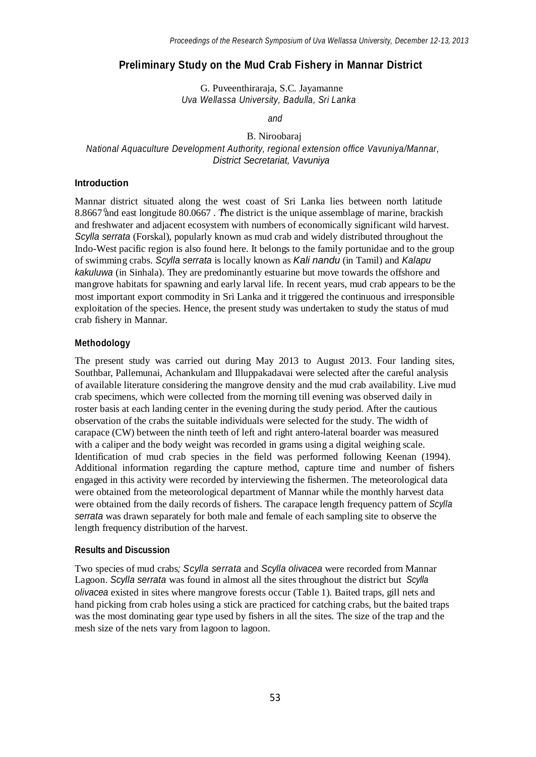# Preliminary Study on the Mud Crab Fishery in Mannar District

G. Puveenthiraraja, S.C. Jayamanne
*Uva Wellassa University, Badulla, Sri Lanka*

*and*

B. Niroobaraj
*National Aquaculture Development Authority, regional extension office Vavuniya/Mannar, District Secretariat, Vavuniya*

## Introduction

Mannar district situated along the west coast of Sri Lanka lies between north latitude $8.8667^0$ and east longitude $80.0667^0$. The district is the unique assemblage of marine, brackish and freshwater and adjacent ecosystem with numbers of economically significant wild harvest. *Scylla serrata* (Forskal), popularly known as mud crab and widely distributed throughout the Indo-West pacific region is also found here. It belongs to the family portunidae and to the group of swimming crabs. *Scylla serrata* is locally known as *Kali nandu* (in Tamil) and *Kalapu kakuluwa* (in Sinhala). They are predominantly estuarine but move towards the offshore and mangrove habitats for spawning and early larval life. In recent years, mud crab appears to be the most important export commodity in Sri Lanka and it triggered the continuous and irresponsible exploitation of the species. Hence, the present study was undertaken to study the status of mud crab fishery in Mannar.

## Methodology

The present study was carried out during May 2013 to August 2013. Four landing sites, Southbar, Pallemunai, Achankulam and Illuppakadavai were selected after the careful analysis of available literature considering the mangrove density and the mud crab availability. Live mud crab specimens, which were collected from the morning till evening was observed daily in roster basis at each landing center in the evening during the study period. After the cautious observation of the crabs the suitable individuals were selected for the study. The width of carapace (CW) between the ninth teeth of left and right antero-lateral boarder was measured with a caliper and the body weight was recorded in grams using a digital weighing scale. Identification of mud crab species in the field was performed following Keenan (1994). Additional information regarding the capture method, capture time and number of fishers engaged in this activity were recorded by interviewing the fishermen. The meteorological data were obtained from the meteorological department of Mannar while the monthly harvest data were obtained from the daily records of fishers. The carapace length frequency pattern of *Scylla serrata* was drawn separately for both male and female of each sampling site to observe the length frequency distribution of the harvest.

## Results and Discussion

Two species of mud crabs; *Scylla serrata* and *Scylla olivacea* were recorded from Mannar Lagoon. *Scylla serrata* was found in almost all the sites throughout the district but *Scylla olivacea* existed in sites where mangrove forests occur (Table 1). Baited traps, gill nets and hand picking from crab holes using a stick are practiced for catching crabs, but the baited traps was the most dominating gear type used by fishers in all the sites. The size of the trap and the mesh size of the nets vary from lagoon to lagoon.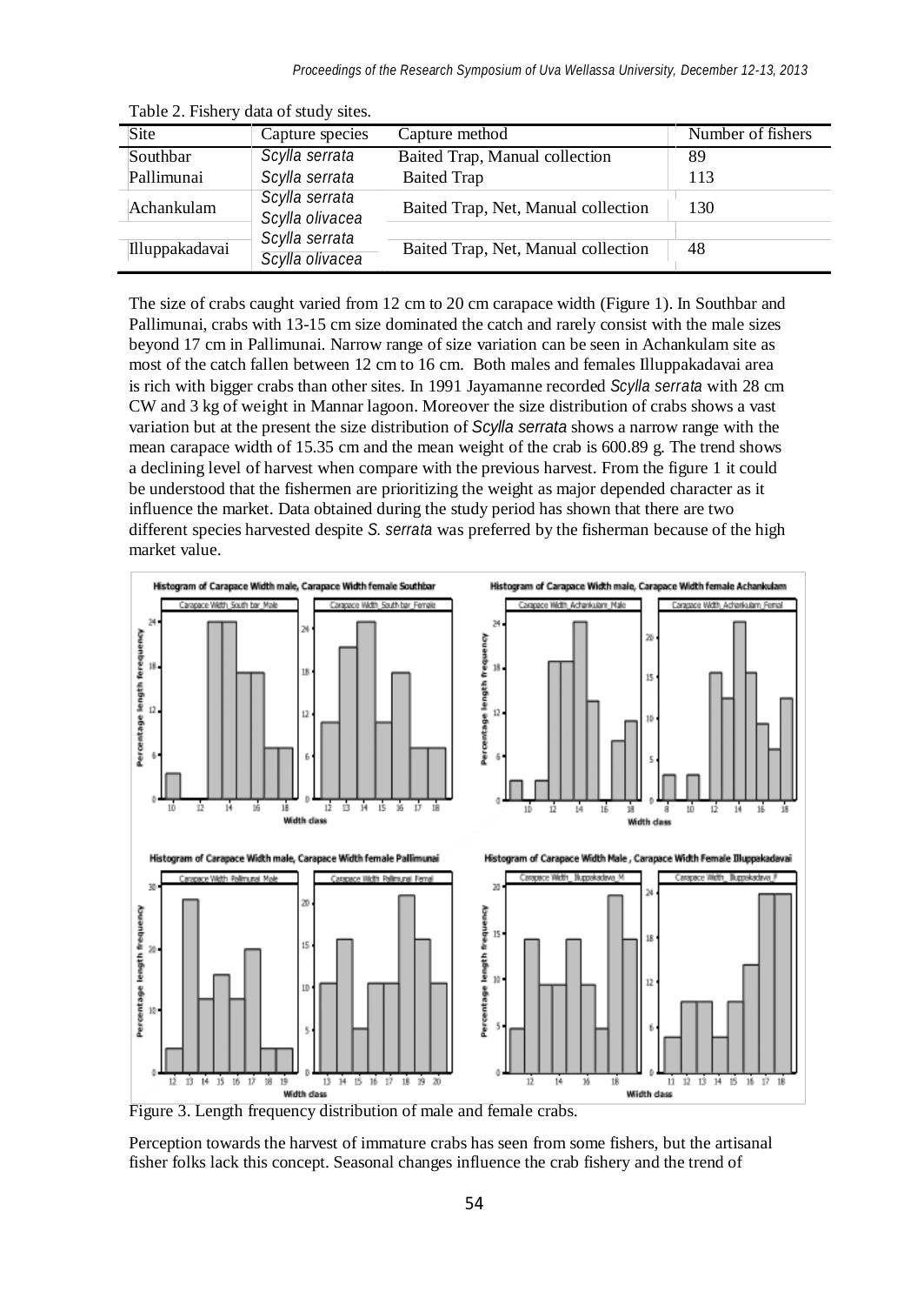Table 2. Fishery data of study sites.

| Site | Capture species | Capture method | Number of fishers |
|---|---|---|---|
| Southbar | *Scylla serrata* | Baited Trap, Manual collection | 89 |
| Pallimunai | *Scylla serrata* | Baited Trap | 113 |
| Achankulam | *Scylla serrata* *Scylla olivacea* | Baited Trap, Net, Manual collection | 130 |
| Illuppakadavai | *Scylla serrata* *Scylla olivacea* | Baited Trap, Net, Manual collection | 48 |

The size of crabs caught varied from 12 cm to 20 cm carapace width (Figure 1). In Southbar and Pallimunai, crabs with 13-15 cm size dominated the catch and rarely consist with the male sizes beyond 17 cm in Pallimunai. Narrow range of size variation can be seen in Achankulam site as most of the catch fallen between 12 cm to 16 cm. Both males and females Illuppakadavai area is rich with bigger crabs than other sites. In 1991 Jayamanne recorded *Scylla serrata* with 28 cm CW and 3 kg of weight in Mannar lagoon. Moreover the size distribution of crabs shows a vast variation but at the present the size distribution of *Scylla serrata* shows a narrow range with the mean carapace width of 15.35 cm and the mean weight of the crab is 600.89 g. The trend shows a declining level of harvest when compare with the previous harvest. From the figure 1 it could be understood that the fishermen are prioritizing the weight as major depended character as it influence the market. Data obtained during the study period has shown that there are two different species harvested despite *S. serrata* was preferred by the fisherman because of the high market value.

Figure 3. Length frequency distribution of male and female crabs.

Perception towards the harvest of immature crabs has seen from some fishers, but the artisanal fisher folks lack this concept. Seasonal changes influence the crab fishery and the trend of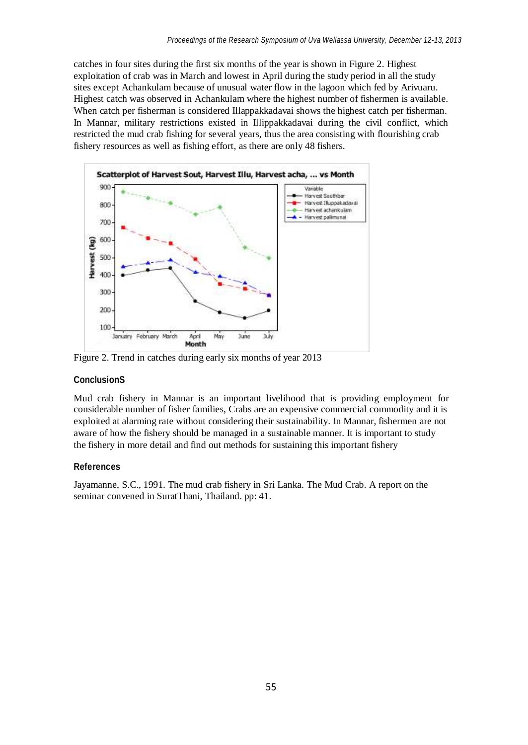catches in four sites during the first six months of the year is shown in Figure 2. Highest exploitation of crab was in March and lowest in April during the study period in all the study sites except Achankulam because of unusual water flow in the lagoon which fed by Arivuaru. Highest catch was observed in Achankulam where the highest number of fishermen is available. When catch per fisherman is considered Illappakkadavai shows the highest catch per fisherman. In Mannar, military restrictions existed in Illippakkadavai during the civil conflict, which restricted the mud crab fishing for several years, thus the area consisting with flourishing crab fishery resources as well as fishing effort, as there are only 48 fishers.

Scatterplot of Harvest Sout, Harvest Illu, Harvest acha, ... vs Month

Variable
Harvest Southbar
Harvest Illuppakadavai
Harvest achankulam
Harvest pallimunai

Harvest (kg)

900
800
700
600
500
400
300
200
100

January February March April May June July

Month

Figure 2. Trend in catches during early six months of year 2013

#### ConclusionS

Mud crab fishery in Mannar is an important livelihood that is providing employment for considerable number of fisher families, Crabs are an expensive commercial commodity and it is exploited at alarming rate without considering their sustainability. In Mannar, fishermen are not aware of how the fishery should be managed in a sustainable manner. It is important to study the fishery in more detail and find out methods for sustaining this important fishery

#### References

Jayamanne, S.C., 1991. The mud crab fishery in Sri Lanka. The Mud Crab. A report on the seminar convened in SuratThani, Thailand. pp: 41.